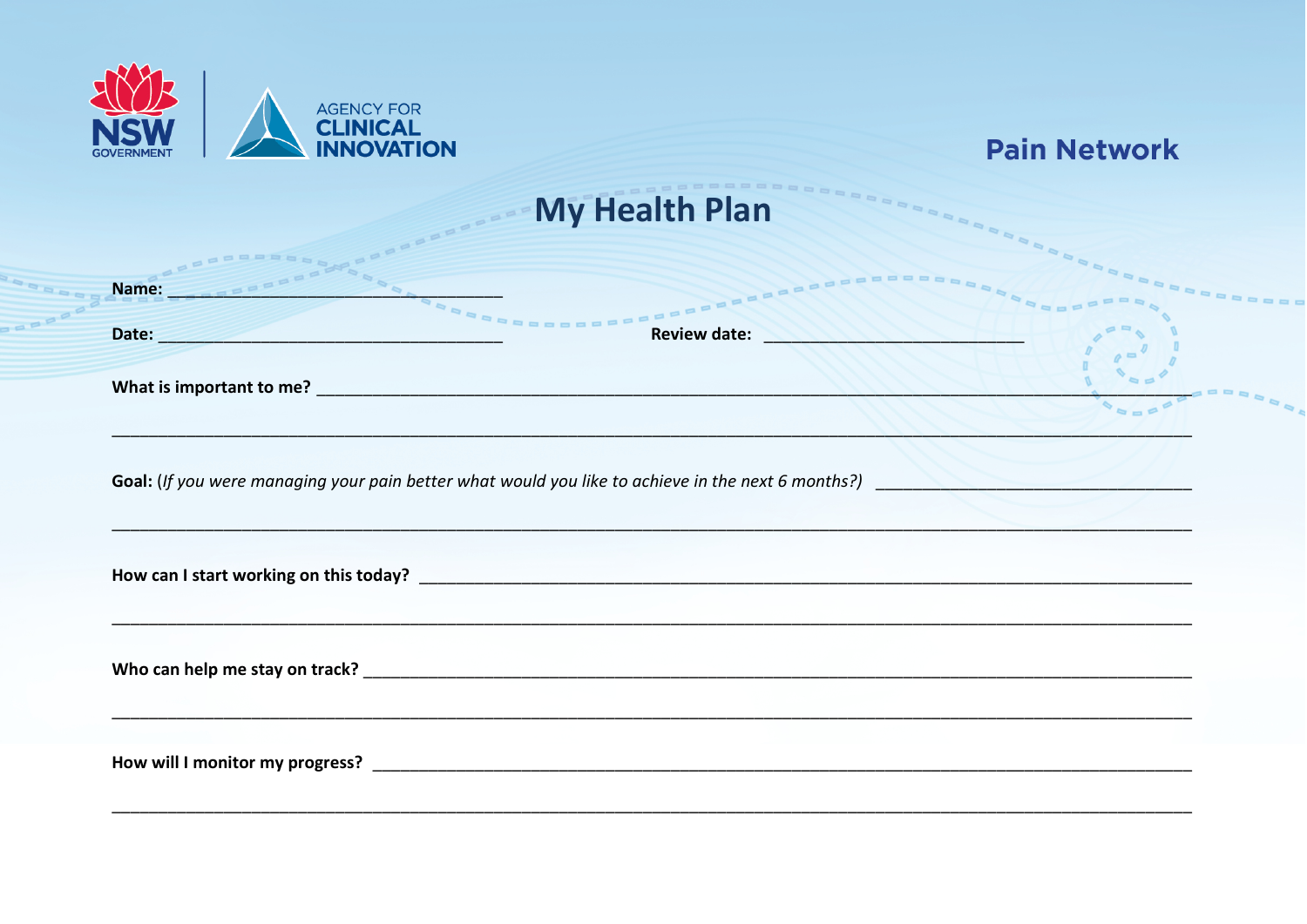NSW GOVERNMENT | AGENCY FOR CLINICAL INNOVATION

Pain Network

# My Health Plan

**Name:** ______________________________

**Date:** ______________________________ **Review date:** ______________________________

**What is important to me?** ______________________________________________________________

________________________________________________________________________________

**Goal:** (*If you were managing your pain better what would you like to achieve in the next 6 months?)* ______________________________

________________________________________________________________________________

**How can I start working on this today?** ______________________________________________________

________________________________________________________________________________

**Who can help me stay on track?** ________________________________________________________

________________________________________________________________________________

**How will I monitor my progress?** ________________________________________________________

________________________________________________________________________________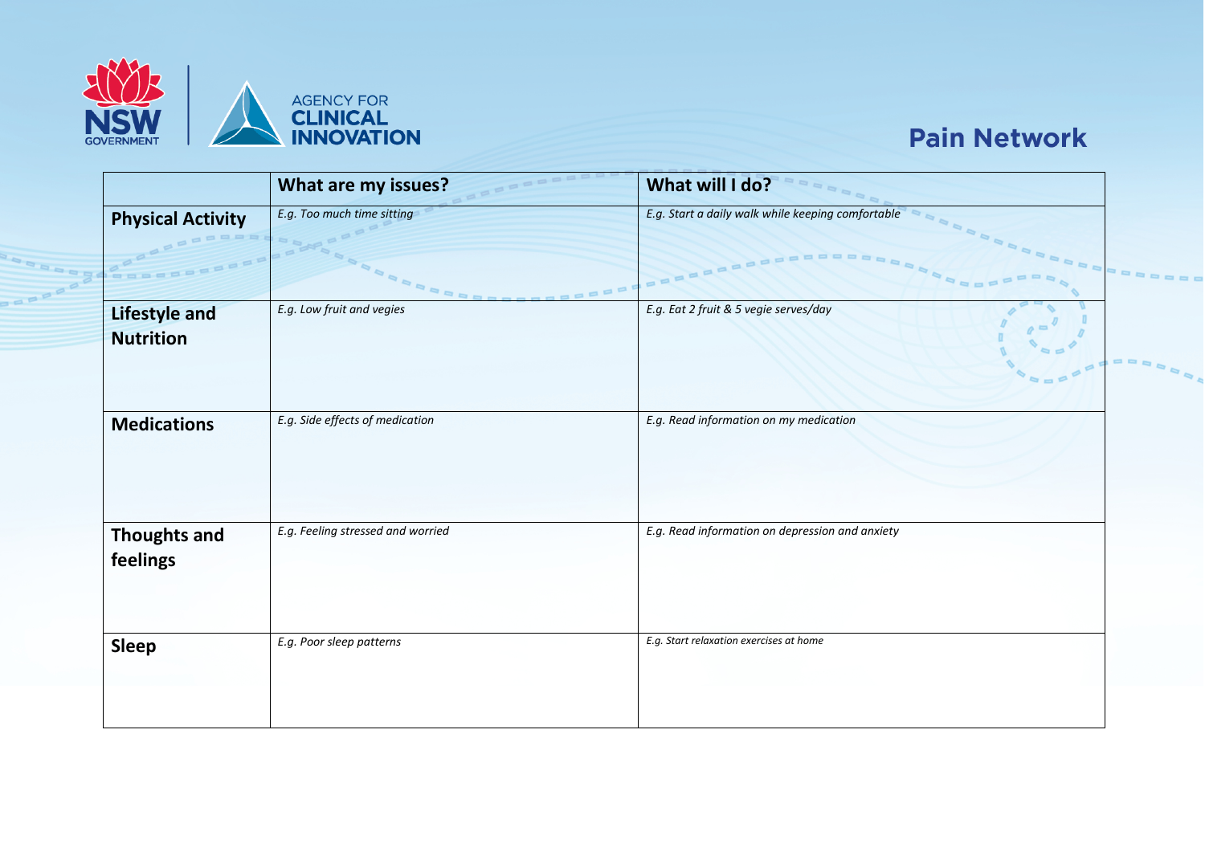NSW GOVERNMENT | AGENCY FOR CLINICAL INNOVATION

## Pain Network

| | What are my issues? | What will I do? |
|---|---|---|
| **Physical Activity** | *E.g. Too much time sitting* | *E.g. Start a daily walk while keeping comfortable* |
| **Lifestyle and Nutrition** | *E.g. Low fruit and vegies* | *E.g. Eat 2 fruit & 5 vegie serves/day* |
| **Medications** | *E.g. Side effects of medication* | *E.g. Read information on my medication* |
| **Thoughts and feelings** | *E.g. Feeling stressed and worried* | *E.g. Read information on depression and anxiety* |
| **Sleep** | *E.g. Poor sleep patterns* | *E.g. Start relaxation exercises at home* |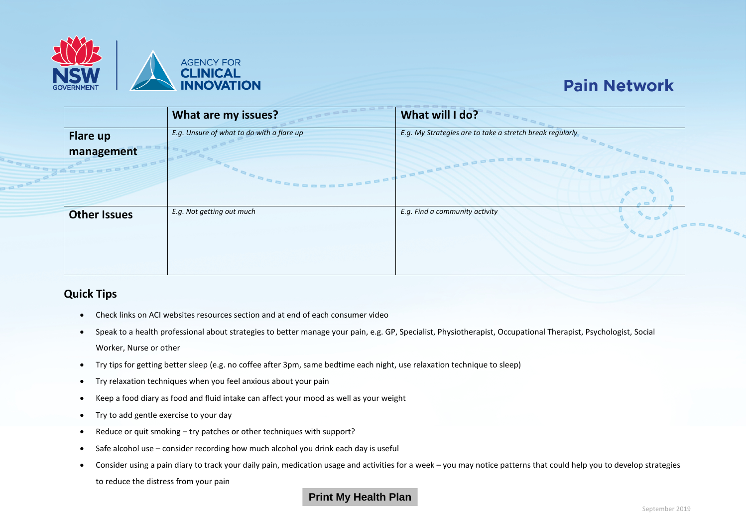Pain Network

| | What are my issues? | What will I do? |
|---|---|---|
| **Flare up management** | *E.g. Unsure of what to do with a flare up* | *E.g. My Strategies are to take a stretch break regularly* |
| **Other Issues** | *E.g. Not getting out much* | *E.g. Find a community activity* |

## Quick Tips

- Check links on ACI websites resources section and at end of each consumer video
- Speak to a health professional about strategies to better manage your pain, e.g. GP, Specialist, Physiotherapist, Occupational Therapist, Psychologist, Social Worker, Nurse or other
- Try tips for getting better sleep (e.g. no coffee after 3pm, same bedtime each night, use relaxation technique to sleep)
- Try relaxation techniques when you feel anxious about your pain
- Keep a food diary as food and fluid intake can affect your mood as well as your weight
- Try to add gentle exercise to your day
- Reduce or quit smoking – try patches or other techniques with support?
- Safe alcohol use – consider recording how much alcohol you drink each day is useful
- Consider using a pain diary to track your daily pain, medication usage and activities for a week – you may notice patterns that could help you to develop strategies to reduce the distress from your pain

**Print My Health Plan**

September 2019